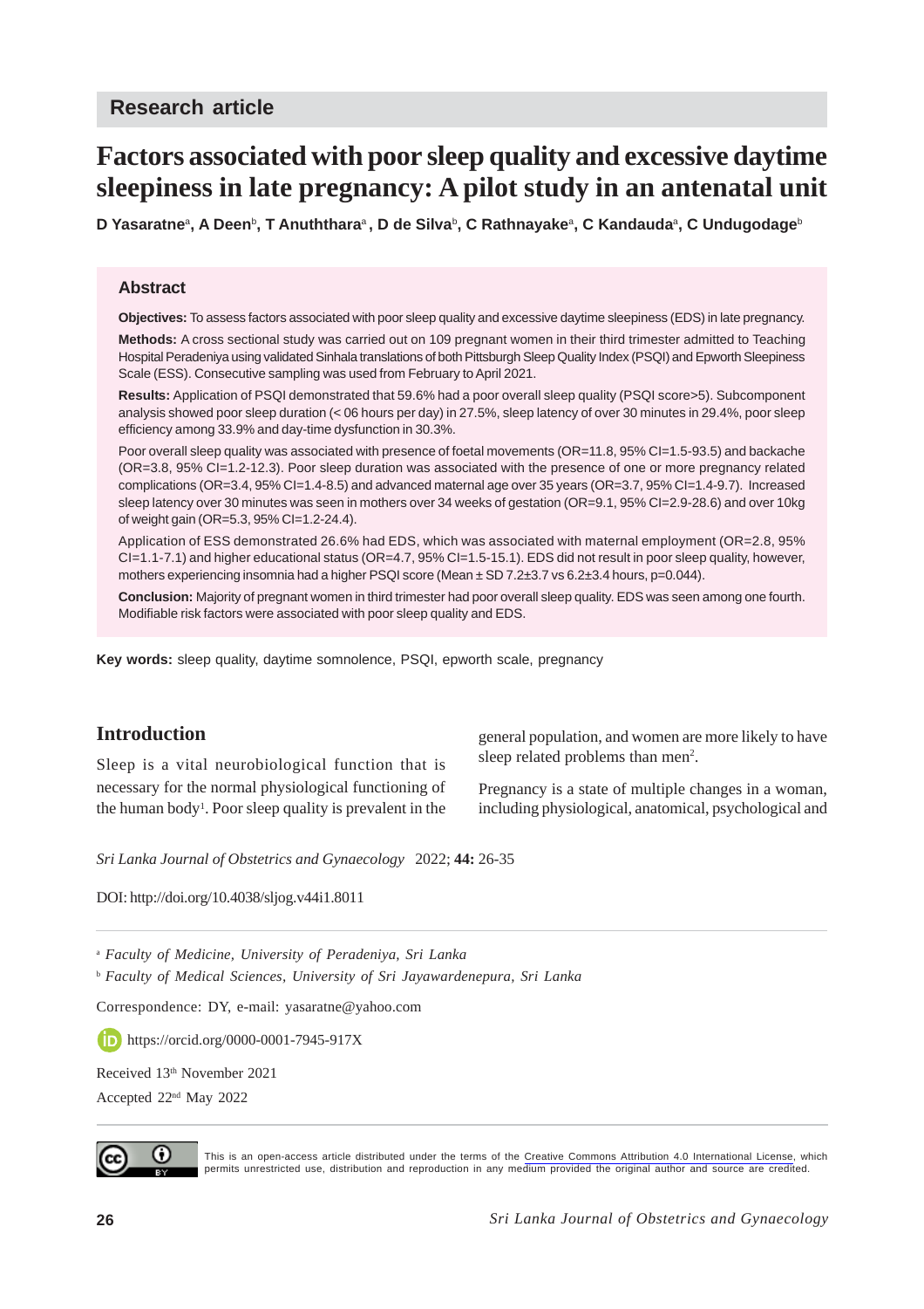## Research article

# Factors associated with poor sleep quality and excessive daytime sleepiness in late pregnancy: A pilot study in an antenatal unit

**D Yasaratne[a], A Deen[b], T Anuththara[a], D de Silva[b], C Rathnayake[a], C Kandauda[a], C Undugodage[b]**

### Abstract

**Objectives:** To assess factors associated with poor sleep quality and excessive daytime sleepiness (EDS) in late pregnancy.

**Methods:** A cross sectional study was carried out on 109 pregnant women in their third trimester admitted to Teaching Hospital Peradeniya using validated Sinhala translations of both Pittsburgh Sleep Quality Index (PSQI) and Epworth Sleepiness Scale (ESS). Consecutive sampling was used from February to April 2021.

**Results:** Application of PSQI demonstrated that 59.6% had a poor overall sleep quality (PSQI score>5). Subcomponent analysis showed poor sleep duration (< 06 hours per day) in 27.5%, sleep latency of over 30 minutes in 29.4%, poor sleep efficiency among 33.9% and day-time dysfunction in 30.3%.

Poor overall sleep quality was associated with presence of foetal movements (OR=11.8, 95% CI=1.5-93.5) and backache (OR=3.8, 95% CI=1.2-12.3). Poor sleep duration was associated with the presence of one or more pregnancy related complications (OR=3.4, 95% CI=1.4-8.5) and advanced maternal age over 35 years (OR=3.7, 95% CI=1.4-9.7). Increased sleep latency over 30 minutes was seen in mothers over 34 weeks of gestation (OR=9.1, 95% CI=2.9-28.6) and over 10kg of weight gain (OR=5.3, 95% CI=1.2-24.4).

Application of ESS demonstrated 26.6% had EDS, which was associated with maternal employment (OR=2.8, 95% CI=1.1-7.1) and higher educational status (OR=4.7, 95% CI=1.5-15.1). EDS did not result in poor sleep quality, however, mothers experiencing insomnia had a higher PSQI score (Mean ± SD 7.2±3.7 vs 6.2±3.4 hours, p=0.044).

**Conclusion:** Majority of pregnant women in third trimester had poor overall sleep quality. EDS was seen among one fourth. Modifiable risk factors were associated with poor sleep quality and EDS.

**Key words:** sleep quality, daytime somnolence, PSQI, epworth scale, pregnancy

## Introduction

Sleep is a vital neurobiological function that is necessary for the normal physiological functioning of the human body[1]. Poor sleep quality is prevalent in the general population, and women are more likely to have sleep related problems than men[2].

Pregnancy is a state of multiple changes in a woman, including physiological, anatomical, psychological and

*Sri Lanka Journal of Obstetrics and Gynaecology* 2022; **44:** 26-35

DOI: http://doi.org/10.4038/sljog.v44i1.8011

[a] *Faculty of Medicine, University of Peradeniya, Sri Lanka*

[b] *Faculty of Medical Sciences, University of Sri Jayawardenepura, Sri Lanka*

Correspondence: DY, e-mail: yasaratne@yahoo.com

https://orcid.org/0000-0001-7945-917X

Received 13th November 2021

Accepted 22nd May 2022

This is an open-access article distributed under the terms of the Creative Commons Attribution 4.0 International License, which permits unrestricted use, distribution and reproduction in any medium provided the original author and source are credited.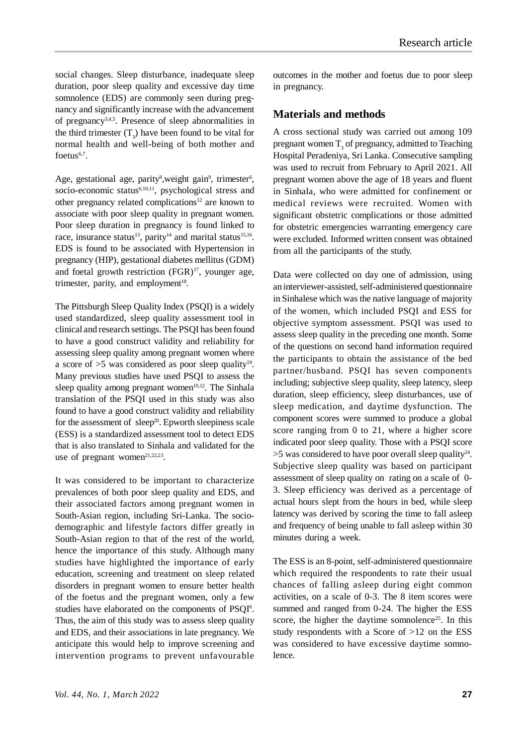social changes. Sleep disturbance, inadequate sleep duration, poor sleep quality and excessive day time somnolence (EDS) are commonly seen during pregnancy and significantly increase with the advancement of pregnancy[3,4,5]. Presence of sleep abnormalities in the third trimester ($T_3$) have been found to be vital for normal health and well-being of both mother and foetus[6,7].

Age, gestational age, parity[8],weight gain[9], trimester[6], socio-economic status[6,10,11], psychological stress and other pregnancy related complications[12] are known to associate with poor sleep quality in pregnant women. Poor sleep duration in pregnancy is found linked to race, insurance status[13], parity[14] and marital status[15,16]. EDS is found to be associated with Hypertension in pregnancy (HIP), gestational diabetes mellitus (GDM) and foetal growth restriction (FGR)[17], younger age, trimester, parity, and employment[18].

The Pittsburgh Sleep Quality Index (PSQI) is a widely used standardized, sleep quality assessment tool in clinical and research settings. The PSQI has been found to have a good construct validity and reliability for assessing sleep quality among pregnant women where a score of >5 was considered as poor sleep quality[19]. Many previous studies have used PSQI to assess the sleep quality among pregnant women[10,12]. The Sinhala translation of the PSQI used in this study was also found to have a good construct validity and reliability for the assessment of sleep[20]. Epworth sleepiness scale (ESS) is a standardized assessment tool to detect EDS that is also translated to Sinhala and validated for the use of pregnant women[21,22,23].

It was considered to be important to characterize prevalences of both poor sleep quality and EDS, and their associated factors among pregnant women in South-Asian region, including Sri-Lanka. The socio-demographic and lifestyle factors differ greatly in South-Asian region to that of the rest of the world, hence the importance of this study. Although many studies have highlighted the importance of early education, screening and treatment on sleep related disorders in pregnant women to ensure better health of the foetus and the pregnant women, only a few studies have elaborated on the components of PSQI[6]. Thus, the aim of this study was to assess sleep quality and EDS, and their associations in late pregnancy. We anticipate this would help to improve screening and intervention programs to prevent unfavourable outcomes in the mother and foetus due to poor sleep in pregnancy.

## Materials and methods

A cross sectional study was carried out among 109 pregnant women $T_3$ of pregnancy, admitted to Teaching Hospital Peradeniya, Sri Lanka. Consecutive sampling was used to recruit from February to April 2021. All pregnant women above the age of 18 years and fluent in Sinhala, who were admitted for confinement or medical reviews were recruited. Women with significant obstetric complications or those admitted for obstetric emergencies warranting emergency care were excluded. Informed written consent was obtained from all the participants of the study.

Data were collected on day one of admission, using an interviewer-assisted, self-administered questionnaire in Sinhalese which was the native language of majority of the women, which included PSQI and ESS for objective symptom assessment. PSQI was used to assess sleep quality in the preceding one month. Some of the questions on second hand information required the participants to obtain the assistance of the bed partner/husband. PSQI has seven components including; subjective sleep quality, sleep latency, sleep duration, sleep efficiency, sleep disturbances, use of sleep medication, and daytime dysfunction. The component scores were summed to produce a global score ranging from 0 to 21, where a higher score indicated poor sleep quality. Those with a PSQI score >5 was considered to have poor overall sleep quality[24]. Subjective sleep quality was based on participant assessment of sleep quality on rating on a scale of 0-3. Sleep efficiency was derived as a percentage of actual hours slept from the hours in bed, while sleep latency was derived by scoring the time to fall asleep and frequency of being unable to fall asleep within 30 minutes during a week.

The ESS is an 8-point, self-administered questionnaire which required the respondents to rate their usual chances of falling asleep during eight common activities, on a scale of 0-3. The 8 item scores were summed and ranged from 0-24. The higher the ESS score, the higher the daytime somnolence[25]. In this study respondents with a Score of >12 on the ESS was considered to have excessive daytime somnolence.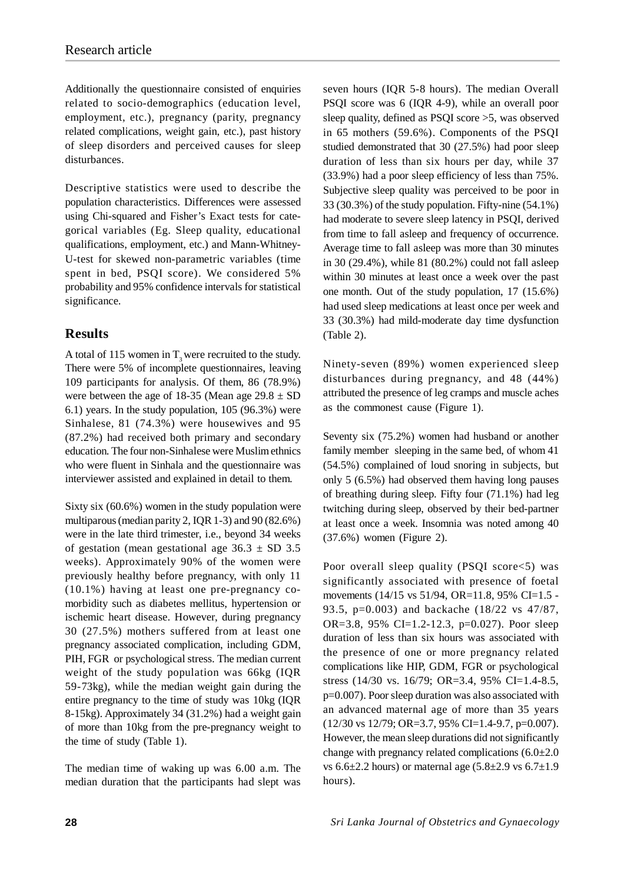Additionally the questionnaire consisted of enquiries related to socio-demographics (education level, employment, etc.), pregnancy (parity, pregnancy related complications, weight gain, etc.), past history of sleep disorders and perceived causes for sleep disturbances.

Descriptive statistics were used to describe the population characteristics. Differences were assessed using Chi-squared and Fisher's Exact tests for categorical variables (Eg. Sleep quality, educational qualifications, employment, etc.) and Mann-Whitney-U-test for skewed non-parametric variables (time spent in bed, PSQI score). We considered 5% probability and 95% confidence intervals for statistical significance.

## Results

A total of 115 women in $T_3$ were recruited to the study. There were 5% of incomplete questionnaires, leaving 109 participants for analysis. Of them, 86 (78.9%) were between the age of 18-35 (Mean age 29.8 ± SD 6.1) years. In the study population, 105 (96.3%) were Sinhalese, 81 (74.3%) were housewives and 95 (87.2%) had received both primary and secondary education. The four non-Sinhalese were Muslim ethnics who were fluent in Sinhala and the questionnaire was interviewer assisted and explained in detail to them.

Sixty six (60.6%) women in the study population were multiparous (median parity 2, IQR 1-3) and 90 (82.6%) were in the late third trimester, i.e., beyond 34 weeks of gestation (mean gestational age 36.3 ± SD 3.5 weeks). Approximately 90% of the women were previously healthy before pregnancy, with only 11 (10.1%) having at least one pre-pregnancy co-morbidity such as diabetes mellitus, hypertension or ischemic heart disease. However, during pregnancy 30 (27.5%) mothers suffered from at least one pregnancy associated complication, including GDM, PIH, FGR or psychological stress. The median current weight of the study population was 66kg (IQR 59-73kg), while the median weight gain during the entire pregnancy to the time of study was 10kg (IQR 8-15kg). Approximately 34 (31.2%) had a weight gain of more than 10kg from the pre-pregnancy weight to the time of study (Table 1).

The median time of waking up was 6.00 a.m. The median duration that the participants had slept was seven hours (IQR 5-8 hours). The median Overall PSQI score was 6 (IQR 4-9), while an overall poor sleep quality, defined as PSQI score >5, was observed in 65 mothers (59.6%). Components of the PSQI studied demonstrated that 30 (27.5%) had poor sleep duration of less than six hours per day, while 37 (33.9%) had a poor sleep efficiency of less than 75%. Subjective sleep quality was perceived to be poor in 33 (30.3%) of the study population. Fifty-nine (54.1%) had moderate to severe sleep latency in PSQI, derived from time to fall asleep and frequency of occurrence. Average time to fall asleep was more than 30 minutes in 30 (29.4%), while 81 (80.2%) could not fall asleep within 30 minutes at least once a week over the past one month. Out of the study population, 17 (15.6%) had used sleep medications at least once per week and 33 (30.3%) had mild-moderate day time dysfunction (Table 2).

Ninety-seven (89%) women experienced sleep disturbances during pregnancy, and 48 (44%) attributed the presence of leg cramps and muscle aches as the commonest cause (Figure 1).

Seventy six (75.2%) women had husband or another family member sleeping in the same bed, of whom 41 (54.5%) complained of loud snoring in subjects, but only 5 (6.5%) had observed them having long pauses of breathing during sleep. Fifty four (71.1%) had leg twitching during sleep, observed by their bed-partner at least once a week. Insomnia was noted among 40 (37.6%) women (Figure 2).

Poor overall sleep quality (PSQI score<5) was significantly associated with presence of foetal movements (14/15 vs 51/94, OR=11.8, 95% CI=1.5 - 93.5, p=0.003) and backache (18/22 vs 47/87, OR=3.8, 95% CI=1.2-12.3, p=0.027). Poor sleep duration of less than six hours was associated with the presence of one or more pregnancy related complications like HIP, GDM, FGR or psychological stress (14/30 vs. 16/79; OR=3.4, 95% CI=1.4-8.5, p=0.007). Poor sleep duration was also associated with an advanced maternal age of more than 35 years (12/30 vs 12/79; OR=3.7, 95% CI=1.4-9.7, p=0.007). However, the mean sleep durations did not significantly change with pregnancy related complications (6.0±2.0 vs 6.6±2.2 hours) or maternal age (5.8±2.9 vs 6.7±1.9 hours).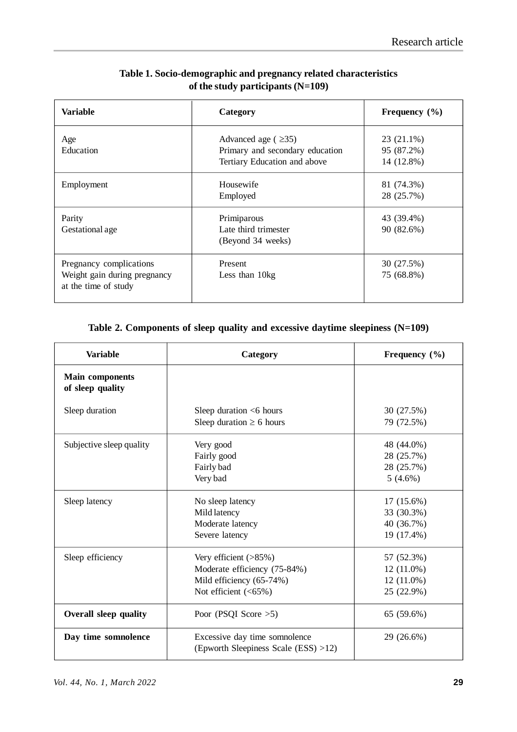**Table 1. Socio-demographic and pregnancy related characteristics of the study participants (N=109)**

| Variable | Category | Frequency (%) |
|---|---|---|
| Age | Advanced age ( ≥35) | 23 (21.1%) |
| Education | Primary and secondary education | 95 (87.2%) |
| | Tertiary Education and above | 14 (12.8%) |
| Employment | Housewife | 81 (74.3%) |
| | Employed | 28 (25.7%) |
| Parity | Primiparous | 43 (39.4%) |
| Gestational age | Late third trimester (Beyond 34 weeks) | 90 (82.6%) |
| Pregnancy complications | Present | 30 (27.5%) |
| Weight gain during pregnancy at the time of study | Less than 10kg | 75 (68.8%) |

**Table 2. Components of sleep quality and excessive daytime sleepiness (N=109)**

| Variable | Category | Frequency (%) |
|---|---|---|
| **Main components of sleep quality** | | |
| Sleep duration | Sleep duration <6 hours | 30 (27.5%) |
| | Sleep duration ≥ 6 hours | 79 (72.5%) |
| Subjective sleep quality | Very good | 48 (44.0%) |
| | Fairly good | 28 (25.7%) |
| | Fairly bad | 28 (25.7%) |
| | Very bad | 5 (4.6%) |
| Sleep latency | No sleep latency | 17 (15.6%) |
| | Mild latency | 33 (30.3%) |
| | Moderate latency | 40 (36.7%) |
| | Severe latency | 19 (17.4%) |
| Sleep efficiency | Very efficient (>85%) | 57 (52.3%) |
| | Moderate efficiency (75-84%) | 12 (11.0%) |
| | Mild efficiency (65-74%) | 12 (11.0%) |
| | Not efficient (<65%) | 25 (22.9%) |
| **Overall sleep quality** | Poor (PSQI Score >5) | 65 (59.6%) |
| **Day time somnolence** | Excessive day time somnolence (Epworth Sleepiness Scale (ESS) >12) | 29 (26.6%) |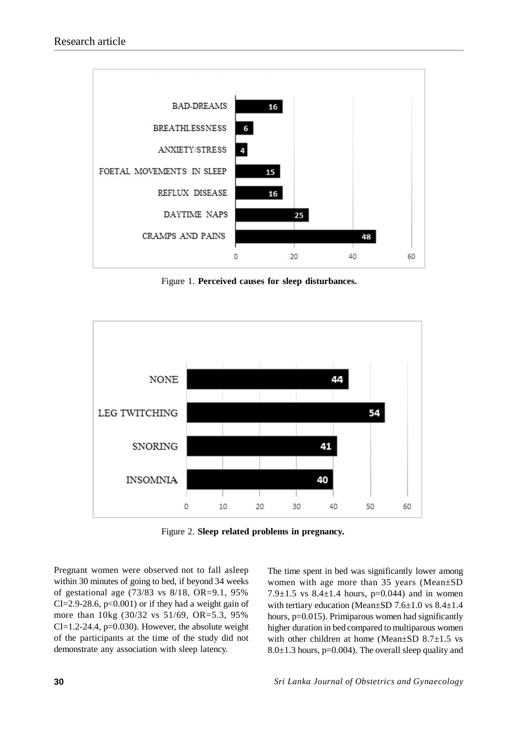Figure 1. **Perceived causes for sleep disturbances.**

Figure 2. **Sleep related problems in pregnancy.**

Pregnant women were observed not to fall asleep within 30 minutes of going to bed, if beyond 34 weeks of gestational age (73/83 vs 8/18, OR=9.1, 95% CI=2.9-28.6, $p<0.001$) or if they had a weight gain of more than 10kg (30/32 vs 51/69, OR=5.3, 95% CI=1.2-24.4, $p=0.030$). However, the absolute weight of the participants at the time of the study did not demonstrate any association with sleep latency.

The time spent in bed was significantly lower among women with age more than 35 years (Mean±SD 7.9±1.5 vs 8.4±1.4 hours, $p=0.044$) and in women with tertiary education (Mean±SD 7.6±1.0 vs 8.4±1.4 hours, $p=0.015$). Primiparous women had significantly higher duration in bed compared to multiparous women with other children at home (Mean±SD 8.7±1.5 vs 8.0±1.3 hours, $p=0.004$). The overall sleep quality and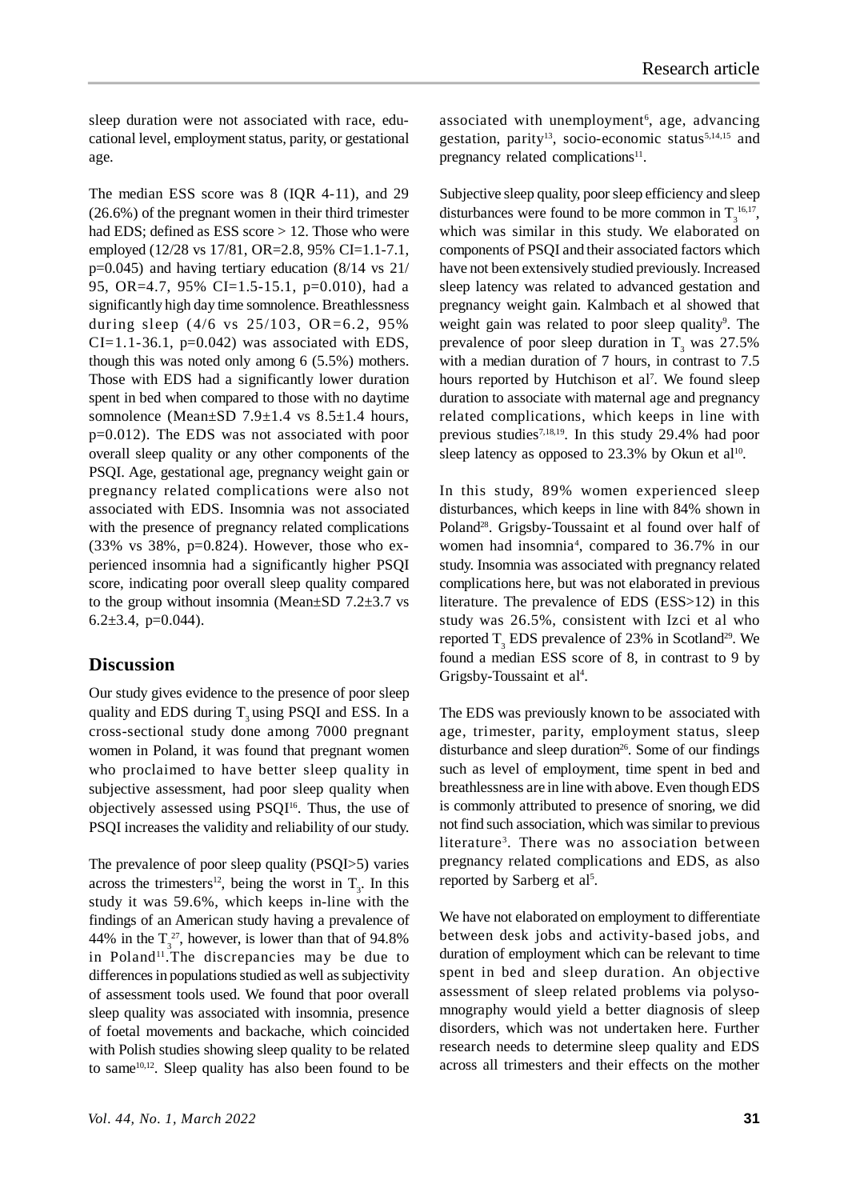sleep duration were not associated with race, educational level, employment status, parity, or gestational age.

The median ESS score was 8 (IQR 4-11), and 29 (26.6%) of the pregnant women in their third trimester had EDS; defined as ESS score > 12. Those who were employed (12/28 vs 17/81, OR=2.8, 95% CI=1.1-7.1, p=0.045) and having tertiary education (8/14 vs 21/95, OR=4.7, 95% CI=1.5-15.1, p=0.010), had a significantly high day time somnolence. Breathlessness during sleep (4/6 vs 25/103, OR=6.2, 95% CI=1.1-36.1, p=0.042) was associated with EDS, though this was noted only among 6 (5.5%) mothers. Those with EDS had a significantly lower duration spent in bed when compared to those with no daytime somnolence (Mean±SD 7.9±1.4 vs 8.5±1.4 hours, p=0.012). The EDS was not associated with poor overall sleep quality or any other components of the PSQI. Age, gestational age, pregnancy weight gain or pregnancy related complications were also not associated with EDS. Insomnia was not associated with the presence of pregnancy related complications (33% vs 38%, p=0.824). However, those who experienced insomnia had a significantly higher PSQI score, indicating poor overall sleep quality compared to the group without insomnia (Mean±SD 7.2±3.7 vs 6.2±3.4, p=0.044).

## Discussion

Our study gives evidence to the presence of poor sleep quality and EDS during $T_3$ using PSQI and ESS. In a cross-sectional study done among 7000 pregnant women in Poland, it was found that pregnant women who proclaimed to have better sleep quality in subjective assessment, had poor sleep quality when objectively assessed using PSQI[16]. Thus, the use of PSQI increases the validity and reliability of our study.

The prevalence of poor sleep quality (PSQI>5) varies across the trimesters[12], being the worst in $T_3$. In this study it was 59.6%, which keeps in-line with the findings of an American study having a prevalence of 44% in the $T_3$[27], however, is lower than that of 94.8% in Poland[11].The discrepancies may be due to differences in populations studied as well as subjectivity of assessment tools used. We found that poor overall sleep quality was associated with insomnia, presence of foetal movements and backache, which coincided with Polish studies showing sleep quality to be related to same[10,12]. Sleep quality has also been found to be associated with unemployment[6], age, advancing gestation, parity[13], socio-economic status[5,14,15] and pregnancy related complications[11].

Subjective sleep quality, poor sleep efficiency and sleep disturbances were found to be more common in $T_3$[16,17], which was similar in this study. We elaborated on components of PSQI and their associated factors which have not been extensively studied previously. Increased sleep latency was related to advanced gestation and pregnancy weight gain. Kalmbach et al showed that weight gain was related to poor sleep quality[9]. The prevalence of poor sleep duration in $T_3$ was 27.5% with a median duration of 7 hours, in contrast to 7.5 hours reported by Hutchison et al[7]. We found sleep duration to associate with maternal age and pregnancy related complications, which keeps in line with previous studies[7,18,19]. In this study 29.4% had poor sleep latency as opposed to 23.3% by Okun et al[10].

In this study, 89% women experienced sleep disturbances, which keeps in line with 84% shown in Poland[28]. Grigsby-Toussaint et al found over half of women had insomnia[4], compared to 36.7% in our study. Insomnia was associated with pregnancy related complications here, but was not elaborated in previous literature. The prevalence of EDS (ESS>12) in this study was 26.5%, consistent with Izci et al who reported $T_3$ EDS prevalence of 23% in Scotland[29]. We found a median ESS score of 8, in contrast to 9 by Grigsby-Toussaint et al[4].

The EDS was previously known to be associated with age, trimester, parity, employment status, sleep disturbance and sleep duration[26]. Some of our findings such as level of employment, time spent in bed and breathlessness are in line with above. Even though EDS is commonly attributed to presence of snoring, we did not find such association, which was similar to previous literature[3]. There was no association between pregnancy related complications and EDS, as also reported by Sarberg et al[5].

We have not elaborated on employment to differentiate between desk jobs and activity-based jobs, and duration of employment which can be relevant to time spent in bed and sleep duration. An objective assessment of sleep related problems via polysomnography would yield a better diagnosis of sleep disorders, which was not undertaken here. Further research needs to determine sleep quality and EDS across all trimesters and their effects on the mother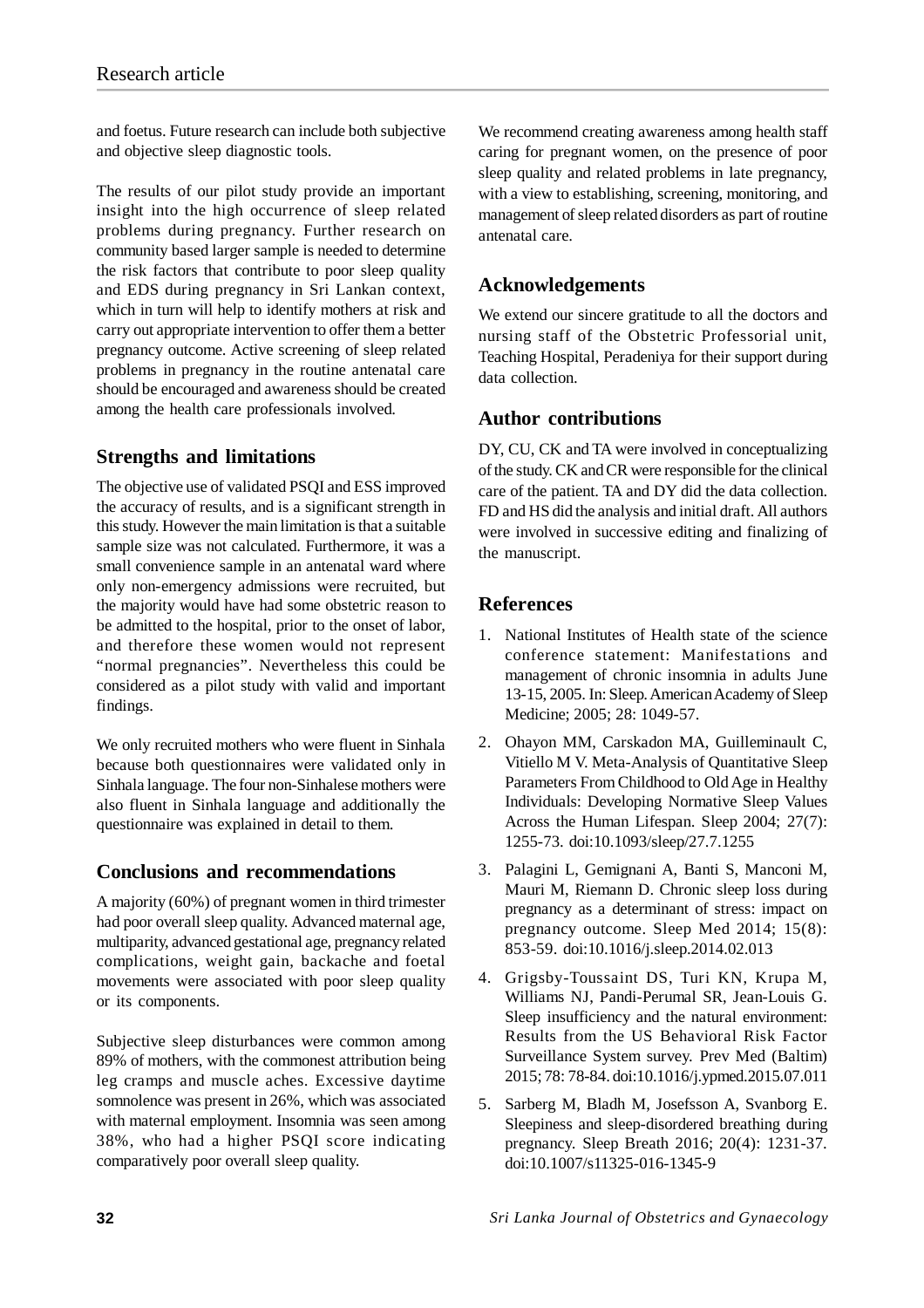and foetus. Future research can include both subjective and objective sleep diagnostic tools.

The results of our pilot study provide an important insight into the high occurrence of sleep related problems during pregnancy. Further research on community based larger sample is needed to determine the risk factors that contribute to poor sleep quality and EDS during pregnancy in Sri Lankan context, which in turn will help to identify mothers at risk and carry out appropriate intervention to offer them a better pregnancy outcome. Active screening of sleep related problems in pregnancy in the routine antenatal care should be encouraged and awareness should be created among the health care professionals involved.

## Strengths and limitations

The objective use of validated PSQI and ESS improved the accuracy of results, and is a significant strength in this study. However the main limitation is that a suitable sample size was not calculated. Furthermore, it was a small convenience sample in an antenatal ward where only non-emergency admissions were recruited, but the majority would have had some obstetric reason to be admitted to the hospital, prior to the onset of labor, and therefore these women would not represent "normal pregnancies". Nevertheless this could be considered as a pilot study with valid and important findings.

We only recruited mothers who were fluent in Sinhala because both questionnaires were validated only in Sinhala language. The four non-Sinhalese mothers were also fluent in Sinhala language and additionally the questionnaire was explained in detail to them.

## Conclusions and recommendations

A majority (60%) of pregnant women in third trimester had poor overall sleep quality. Advanced maternal age, multiparity, advanced gestational age, pregnancy related complications, weight gain, backache and foetal movements were associated with poor sleep quality or its components.

Subjective sleep disturbances were common among 89% of mothers, with the commonest attribution being leg cramps and muscle aches. Excessive daytime somnolence was present in 26%, which was associated with maternal employment. Insomnia was seen among 38%, who had a higher PSQI score indicating comparatively poor overall sleep quality.

We recommend creating awareness among health staff caring for pregnant women, on the presence of poor sleep quality and related problems in late pregnancy, with a view to establishing, screening, monitoring, and management of sleep related disorders as part of routine antenatal care.

## Acknowledgements

We extend our sincere gratitude to all the doctors and nursing staff of the Obstetric Professorial unit, Teaching Hospital, Peradeniya for their support during data collection.

## Author contributions

DY, CU, CK and TA were involved in conceptualizing of the study. CK and CR were responsible for the clinical care of the patient. TA and DY did the data collection. FD and HS did the analysis and initial draft. All authors were involved in successive editing and finalizing of the manuscript.

## References

1. National Institutes of Health state of the science conference statement: Manifestations and management of chronic insomnia in adults June 13-15, 2005. In: Sleep. American Academy of Sleep Medicine; 2005; 28: 1049-57.
2. Ohayon MM, Carskadon MA, Guilleminault C, Vitiello M V. Meta-Analysis of Quantitative Sleep Parameters From Childhood to Old Age in Healthy Individuals: Developing Normative Sleep Values Across the Human Lifespan. Sleep 2004; 27(7): 1255-73. doi:10.1093/sleep/27.7.1255
3. Palagini L, Gemignani A, Banti S, Manconi M, Mauri M, Riemann D. Chronic sleep loss during pregnancy as a determinant of stress: impact on pregnancy outcome. Sleep Med 2014; 15(8): 853-59. doi:10.1016/j.sleep.2014.02.013
4. Grigsby-Toussaint DS, Turi KN, Krupa M, Williams NJ, Pandi-Perumal SR, Jean-Louis G. Sleep insufficiency and the natural environment: Results from the US Behavioral Risk Factor Surveillance System survey. Prev Med (Baltim) 2015; 78: 78-84. doi:10.1016/j.ypmed.2015.07.011
5. Sarberg M, Bladh M, Josefsson A, Svanborg E. Sleepiness and sleep-disordered breathing during pregnancy. Sleep Breath 2016; 20(4): 1231-37. doi:10.1007/s11325-016-1345-9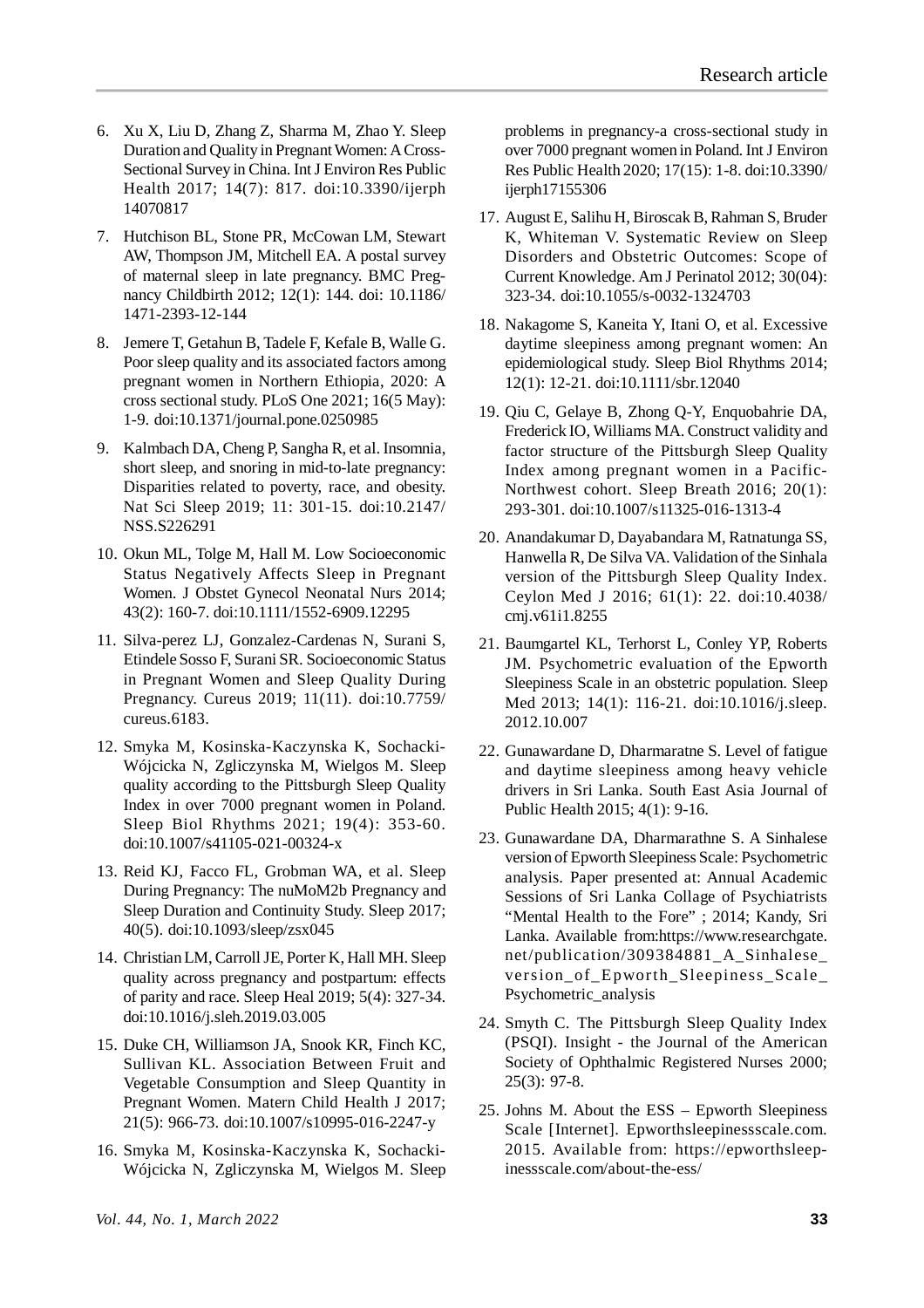6. Xu X, Liu D, Zhang Z, Sharma M, Zhao Y. Sleep Duration and Quality in Pregnant Women: A Cross-Sectional Survey in China. Int J Environ Res Public Health 2017; 14(7): 817. doi:10.3390/ijerph 14070817

7. Hutchison BL, Stone PR, McCowan LM, Stewart AW, Thompson JM, Mitchell EA. A postal survey of maternal sleep in late pregnancy. BMC Pregnancy Childbirth 2012; 12(1): 144. doi: 10.1186/ 1471-2393-12-144

8. Jemere T, Getahun B, Tadele F, Kefale B, Walle G. Poor sleep quality and its associated factors among pregnant women in Northern Ethiopia, 2020: A cross sectional study. PLoS One 2021; 16(5 May): 1-9. doi:10.1371/journal.pone.0250985

9. Kalmbach DA, Cheng P, Sangha R, et al. Insomnia, short sleep, and snoring in mid-to-late pregnancy: Disparities related to poverty, race, and obesity. Nat Sci Sleep 2019; 11: 301-15. doi:10.2147/ NSS.S226291

10. Okun ML, Tolge M, Hall M. Low Socioeconomic Status Negatively Affects Sleep in Pregnant Women. J Obstet Gynecol Neonatal Nurs 2014; 43(2): 160-7. doi:10.1111/1552-6909.12295

11. Silva-perez LJ, Gonzalez-Cardenas N, Surani S, Etindele Sosso F, Surani SR. Socioeconomic Status in Pregnant Women and Sleep Quality During Pregnancy. Cureus 2019; 11(11). doi:10.7759/ cureus.6183.

12. Smyka M, Kosinska-Kaczynska K, Sochacki-Wójcicka N, Zgliczynska M, Wielgos M. Sleep quality according to the Pittsburgh Sleep Quality Index in over 7000 pregnant women in Poland. Sleep Biol Rhythms 2021; 19(4): 353-60. doi:10.1007/s41105-021-00324-x

13. Reid KJ, Facco FL, Grobman WA, et al. Sleep During Pregnancy: The nuMoM2b Pregnancy and Sleep Duration and Continuity Study. Sleep 2017; 40(5). doi:10.1093/sleep/zsx045

14. Christian LM, Carroll JE, Porter K, Hall MH. Sleep quality across pregnancy and postpartum: effects of parity and race. Sleep Heal 2019; 5(4): 327-34. doi:10.1016/j.sleh.2019.03.005

15. Duke CH, Williamson JA, Snook KR, Finch KC, Sullivan KL. Association Between Fruit and Vegetable Consumption and Sleep Quantity in Pregnant Women. Matern Child Health J 2017; 21(5): 966-73. doi:10.1007/s10995-016-2247-y

16. Smyka M, Kosinska-Kaczynska K, Sochacki-Wójcicka N, Zgliczynska M, Wielgos M. Sleep problems in pregnancy-a cross-sectional study in over 7000 pregnant women in Poland. Int J Environ Res Public Health 2020; 17(15): 1-8. doi:10.3390/ ijerph17155306

17. August E, Salihu H, Biroscak B, Rahman S, Bruder K, Whiteman V. Systematic Review on Sleep Disorders and Obstetric Outcomes: Scope of Current Knowledge. Am J Perinatol 2012; 30(04): 323-34. doi:10.1055/s-0032-1324703

18. Nakagome S, Kaneita Y, Itani O, et al. Excessive daytime sleepiness among pregnant women: An epidemiological study. Sleep Biol Rhythms 2014; 12(1): 12-21. doi:10.1111/sbr.12040

19. Qiu C, Gelaye B, Zhong Q-Y, Enquobahrie DA, Frederick IO, Williams MA. Construct validity and factor structure of the Pittsburgh Sleep Quality Index among pregnant women in a Pacific-Northwest cohort. Sleep Breath 2016; 20(1): 293-301. doi:10.1007/s11325-016-1313-4

20. Anandakumar D, Dayabandara M, Ratnatunga SS, Hanwella R, De Silva VA. Validation of the Sinhala version of the Pittsburgh Sleep Quality Index. Ceylon Med J 2016; 61(1): 22. doi:10.4038/ cmj.v61i1.8255

21. Baumgartel KL, Terhorst L, Conley YP, Roberts JM. Psychometric evaluation of the Epworth Sleepiness Scale in an obstetric population. Sleep Med 2013; 14(1): 116-21. doi:10.1016/j.sleep. 2012.10.007

22. Gunawardane D, Dharmaratne S. Level of fatigue and daytime sleepiness among heavy vehicle drivers in Sri Lanka. South East Asia Journal of Public Health 2015; 4(1): 9-16.

23. Gunawardane DA, Dharmarathne S. A Sinhalese version of Epworth Sleepiness Scale: Psychometric analysis. Paper presented at: Annual Academic Sessions of Sri Lanka Collage of Psychiatrists "Mental Health to the Fore" ; 2014; Kandy, Sri Lanka. Available from:https://www.researchgate. net/publication/309384881_A_Sinhalese_ version_of_Epworth_Sleepiness_Scale_ Psychometric_analysis

24. Smyth C. The Pittsburgh Sleep Quality Index (PSQI). Insight - the Journal of the American Society of Ophthalmic Registered Nurses 2000; 25(3): 97-8.

25. Johns M. About the ESS – Epworth Sleepiness Scale [Internet]. Epworthsleepinessscale.com. 2015. Available from: https://epworthsleep-inessscale.com/about-the-ess/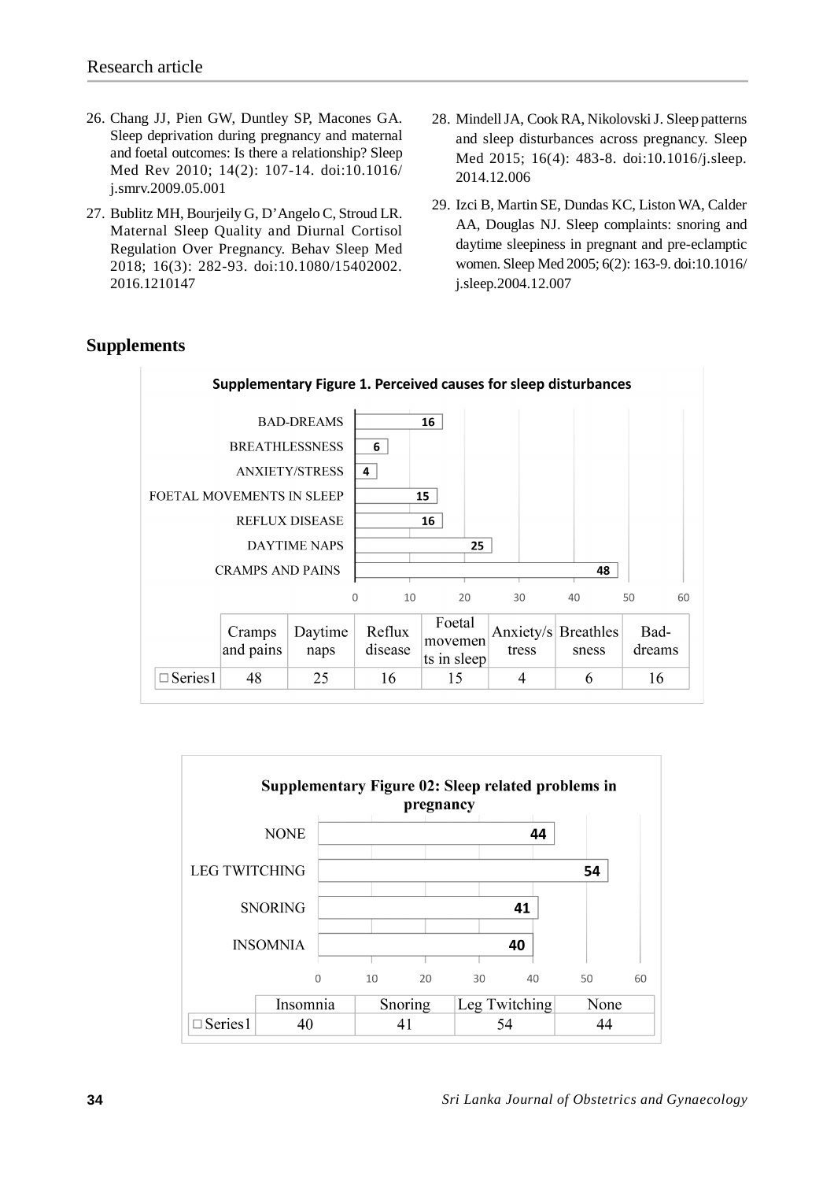26. Chang JJ, Pien GW, Duntley SP, Macones GA. Sleep deprivation during pregnancy and maternal and foetal outcomes: Is there a relationship? Sleep Med Rev 2010; 14(2): 107-14. doi:10.1016/j.smrv.2009.05.001

27. Bublitz MH, Bourjeily G, D'Angelo C, Stroud LR. Maternal Sleep Quality and Diurnal Cortisol Regulation Over Pregnancy. Behav Sleep Med 2018; 16(3): 282-93. doi:10.1080/15402002.2016.1210147

28. Mindell JA, Cook RA, Nikolovski J. Sleep patterns and sleep disturbances across pregnancy. Sleep Med 2015; 16(4): 483-8. doi:10.1016/j.sleep.2014.12.006

29. Izci B, Martin SE, Dundas KC, Liston WA, Calder AA, Douglas NJ. Sleep complaints: snoring and daytime sleepiness in pregnant and pre-eclamptic women. Sleep Med 2005; 6(2): 163-9. doi:10.1016/j.sleep.2004.12.007

## Supplements

**Supplementary Figure 1. Perceived causes for sleep disturbances**

| | Cramps and pains | Daytime naps | Reflux disease | Foetal movements in sleep | Anxiety/stress | Breathlessness | Bad-dreams |
|---|---|---|---|---|---|---|---|
| Series1 | 48 | 25 | 16 | 15 | 4 | 6 | 16 |

**Supplementary Figure 02: Sleep related problems in pregnancy**

| | Insomnia | Snoring | Leg Twitching | None |
|---|---|---|---|---|
| Series1 | 40 | 41 | 54 | 44 |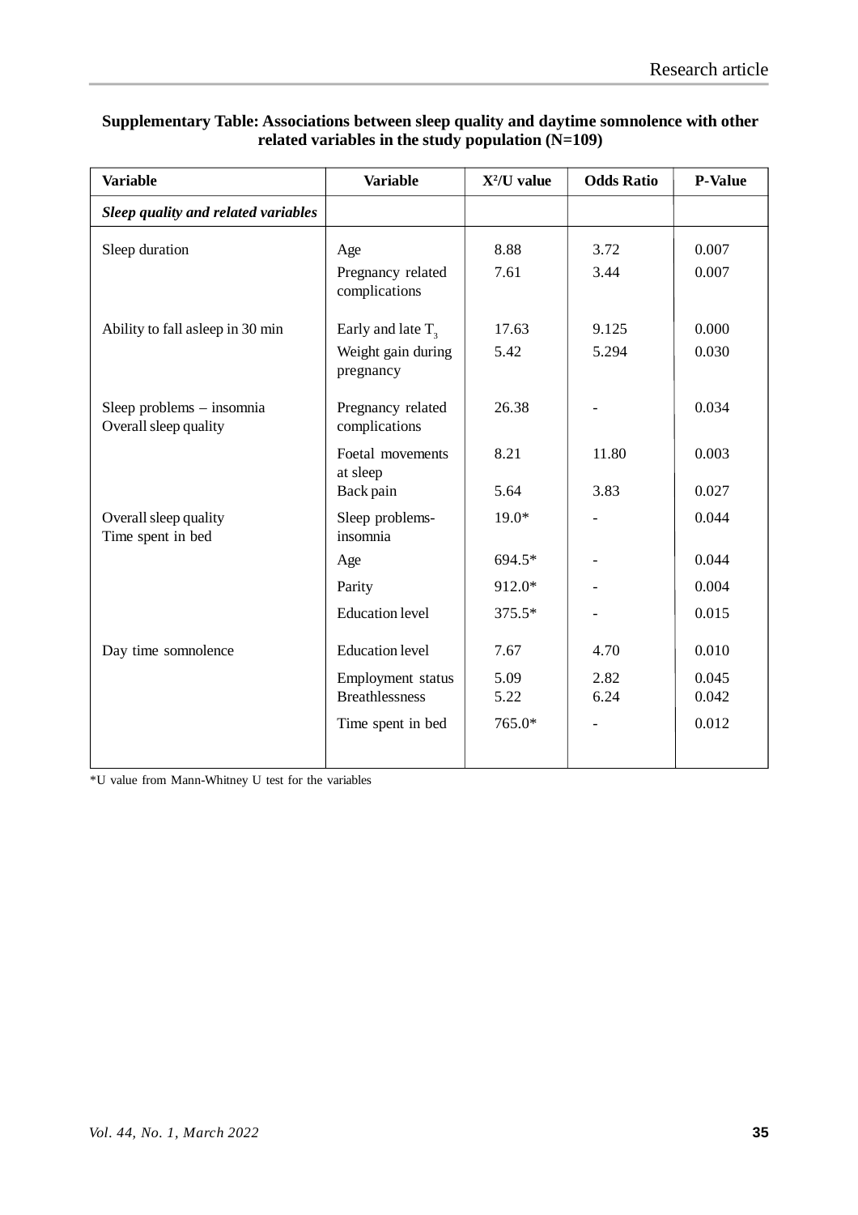**Supplementary Table: Associations between sleep quality and daytime somnolence with other related variables in the study population (N=109)**

| Variable | Variable | $X^2$/U value | Odds Ratio | P-Value |
|---|---|---|---|---|
| ***Sleep quality and related variables*** | | | | |
| Sleep duration | Age | 8.88 | 3.72 | 0.007 |
| | Pregnancy related complications | 7.61 | 3.44 | 0.007 |
| Ability to fall asleep in 30 min | Early and late $T_3$ | 17.63 | 9.125 | 0.000 |
| | Weight gain during pregnancy | 5.42 | 5.294 | 0.030 |
| Sleep problems – insomnia Overall sleep quality | Pregnancy related complications | 26.38 | - | 0.034 |
| | Foetal movements at sleep | 8.21 | 11.80 | 0.003 |
| | Back pain | 5.64 | 3.83 | 0.027 |
| Overall sleep quality Time spent in bed | Sleep problems-insomnia | 19.0* | - | 0.044 |
| | Age | 694.5* | - | 0.044 |
| | Parity | 912.0* | - | 0.004 |
| | Education level | 375.5* | - | 0.015 |
| Day time somnolence | Education level | 7.67 | 4.70 | 0.010 |
| | Employment status | 5.09 | 2.82 | 0.045 |
| | Breathlessness | 5.22 | 6.24 | 0.042 |
| | Time spent in bed | 765.0* | - | 0.012 |

*U value from Mann-Whitney U test for the variables